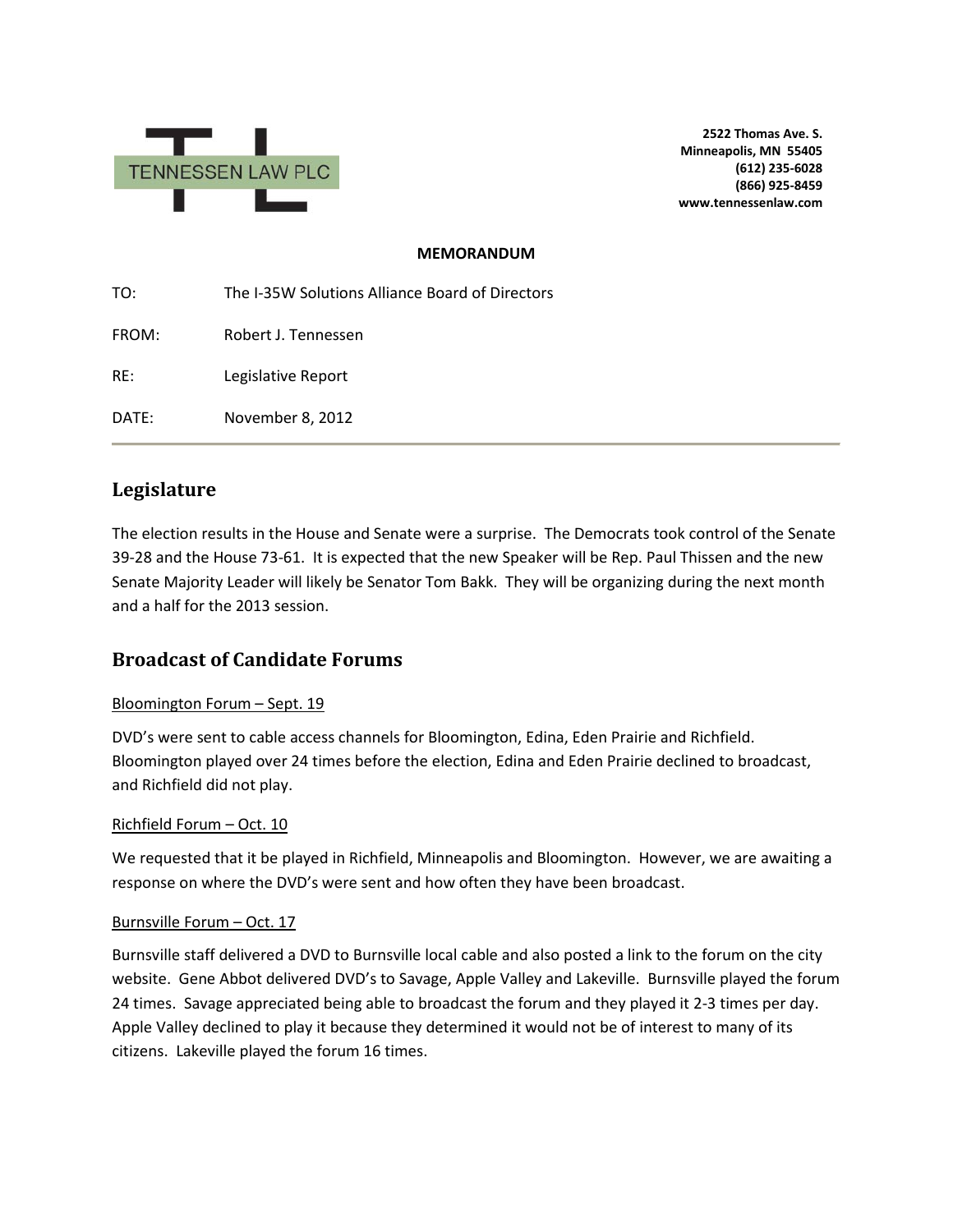TENNESSEN LAW PLC

**2522 Thomas Ave. S.**
**Minneapolis, MN 55405**
**(612) 235-6028**
**(866) 925-8459**
**www.tennessenlaw.com**

**MEMORANDUM**

TO: The I-35W Solutions Alliance Board of Directors

FROM: Robert J. Tennessen

RE: Legislative Report

DATE: November 8, 2012

---

## Legislature

The election results in the House and Senate were a surprise. The Democrats took control of the Senate 39-28 and the House 73-61. It is expected that the new Speaker will be Rep. Paul Thissen and the new Senate Majority Leader will likely be Senator Tom Bakk. They will be organizing during the next month and a half for the 2013 session.

## Broadcast of Candidate Forums

Bloomington Forum – Sept. 19

DVD's were sent to cable access channels for Bloomington, Edina, Eden Prairie and Richfield. Bloomington played over 24 times before the election, Edina and Eden Prairie declined to broadcast, and Richfield did not play.

Richfield Forum – Oct. 10

We requested that it be played in Richfield, Minneapolis and Bloomington. However, we are awaiting a response on where the DVD's were sent and how often they have been broadcast.

Burnsville Forum – Oct. 17

Burnsville staff delivered a DVD to Burnsville local cable and also posted a link to the forum on the city website. Gene Abbot delivered DVD's to Savage, Apple Valley and Lakeville. Burnsville played the forum 24 times. Savage appreciated being able to broadcast the forum and they played it 2-3 times per day. Apple Valley declined to play it because they determined it would not be of interest to many of its citizens. Lakeville played the forum 16 times.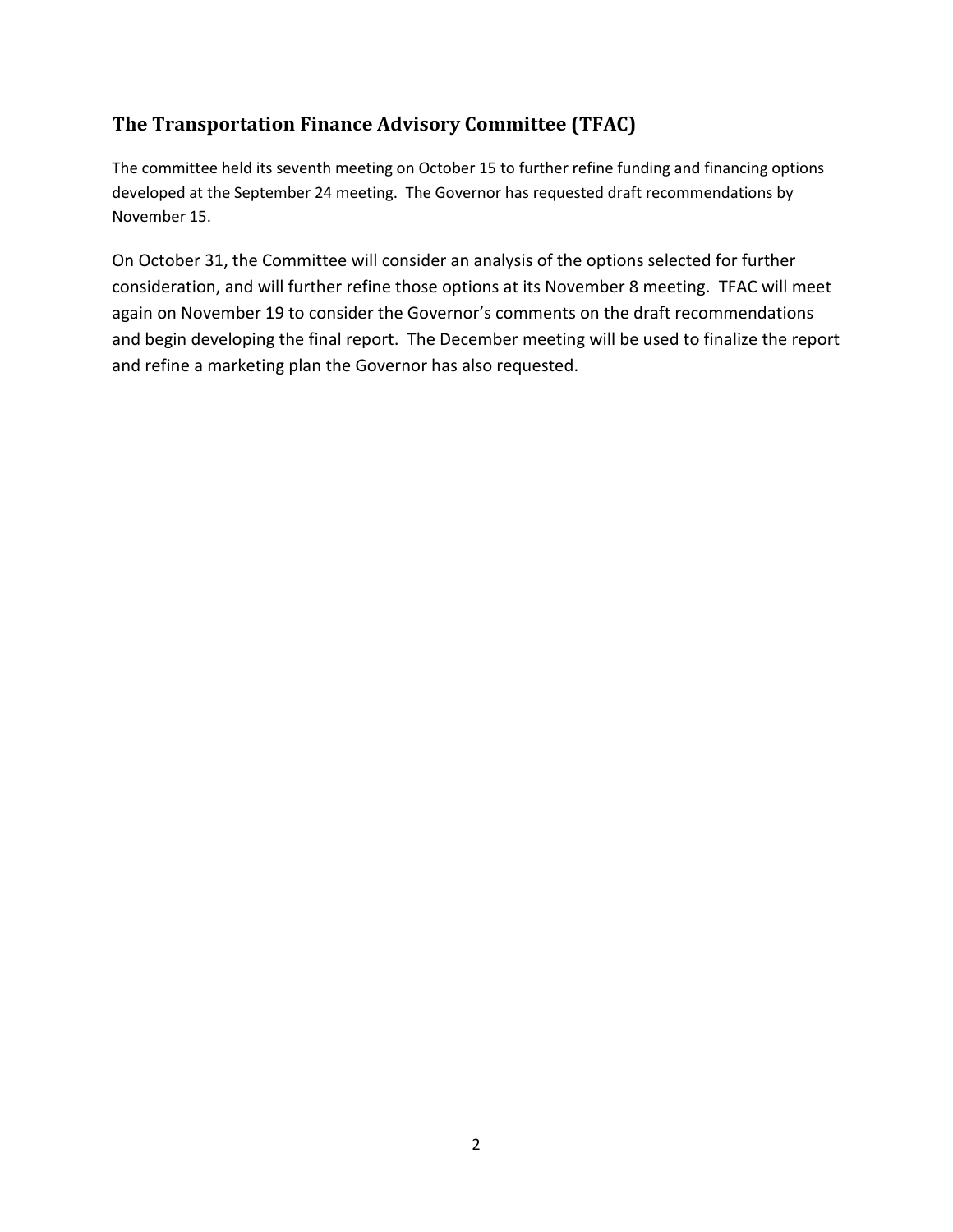## The Transportation Finance Advisory Committee (TFAC)

The committee held its seventh meeting on October 15 to further refine funding and financing options developed at the September 24 meeting. The Governor has requested draft recommendations by November 15.

On October 31, the Committee will consider an analysis of the options selected for further consideration, and will further refine those options at its November 8 meeting. TFAC will meet again on November 19 to consider the Governor's comments on the draft recommendations and begin developing the final report. The December meeting will be used to finalize the report and refine a marketing plan the Governor has also requested.